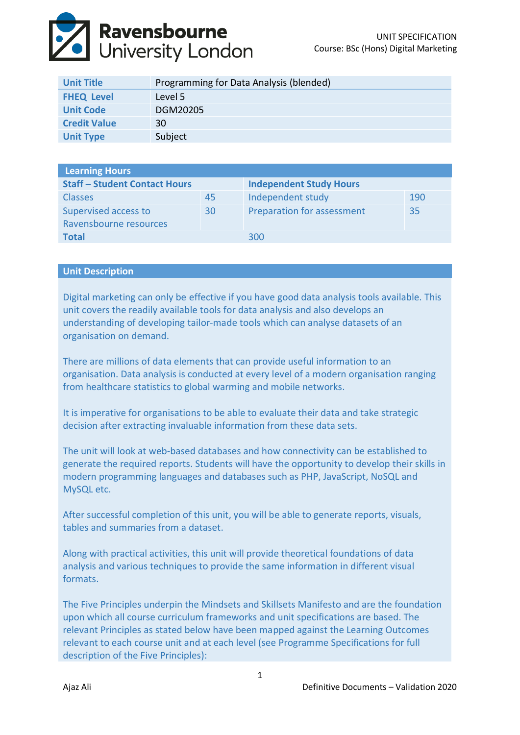UNIT SPECIFICATION
Course: BSc (Hons) Digital Marketing

| | |
|---|---|
| **Unit Title** | Programming for Data Analysis (blended) |
| **FHEQ Level** | Level 5 |
| **Unit Code** | DGM20205 |
| **Credit Value** | 30 |
| **Unit Type** | Subject |

| **Learning Hours** | | | |
|---|---|---|---|
| **Staff – Student Contact Hours** | | **Independent Study Hours** | |
| Classes | 45 | Independent study | 190 |
| Supervised access to Ravensbourne resources | 30 | Preparation for assessment | 35 |
| **Total** | | 300 | |

## Unit Description

Digital marketing can only be effective if you have good data analysis tools available. This unit covers the readily available tools for data analysis and also develops an understanding of developing tailor-made tools which can analyse datasets of an organisation on demand.

There are millions of data elements that can provide useful information to an organisation. Data analysis is conducted at every level of a modern organisation ranging from healthcare statistics to global warming and mobile networks.

It is imperative for organisations to be able to evaluate their data and take strategic decision after extracting invaluable information from these data sets.

The unit will look at web-based databases and how connectivity can be established to generate the required reports. Students will have the opportunity to develop their skills in modern programming languages and databases such as PHP, JavaScript, NoSQL and MySQL etc.

After successful completion of this unit, you will be able to generate reports, visuals, tables and summaries from a dataset.

Along with practical activities, this unit will provide theoretical foundations of data analysis and various techniques to provide the same information in different visual formats.

The Five Principles underpin the Mindsets and Skillsets Manifesto and are the foundation upon which all course curriculum frameworks and unit specifications are based. The relevant Principles as stated below have been mapped against the Learning Outcomes relevant to each course unit and at each level (see Programme Specifications for full description of the Five Principles):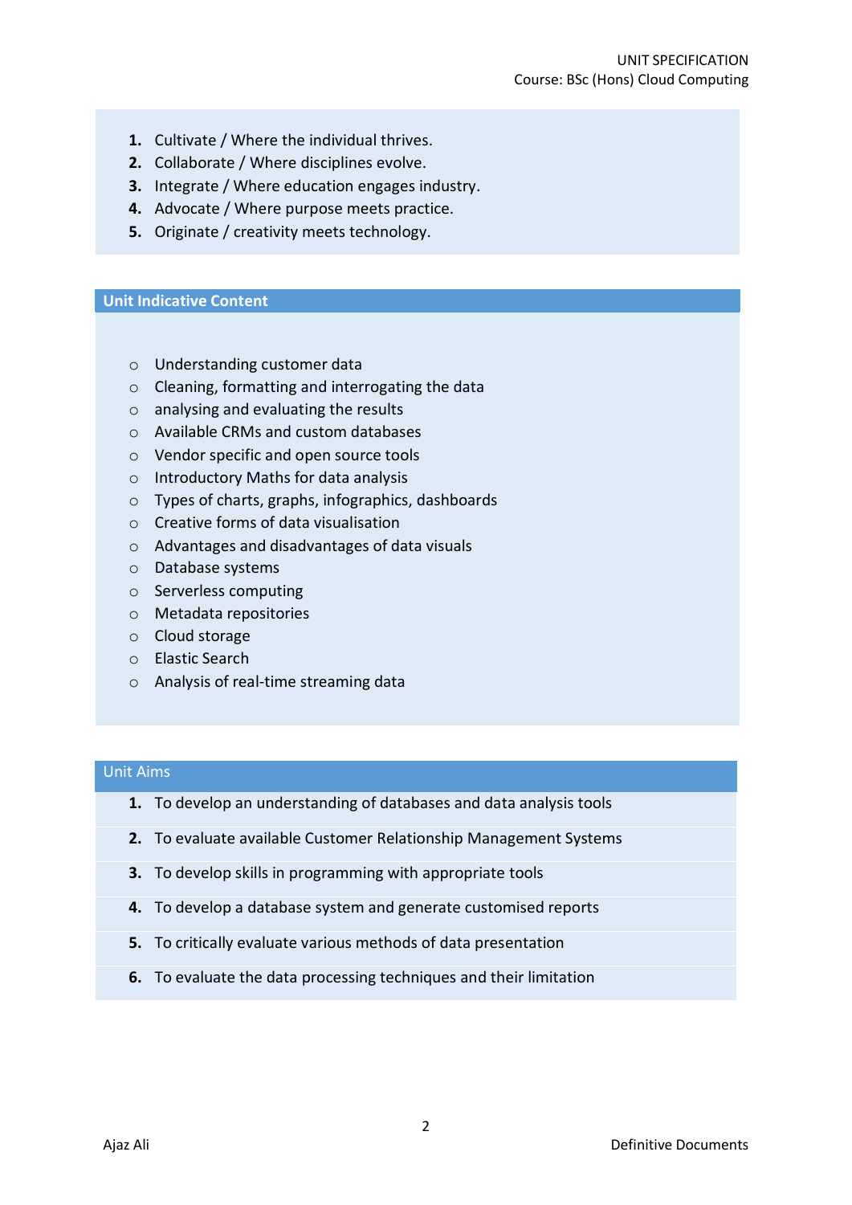1. **Cultivate** / Where the individual thrives.
2. **Collaborate** / Where disciplines evolve.
3. **Integrate** / Where education engages industry.
4. **Advocate** / Where purpose meets practice.
5. **Originate** / creativity meets technology.

## Unit Indicative Content

- Understanding customer data
- Cleaning, formatting and interrogating the data
- analysing and evaluating the results
- Available CRMs and custom databases
- Vendor specific and open source tools
- Introductory Maths for data analysis
- Types of charts, graphs, infographics, dashboards
- Creative forms of data visualisation
- Advantages and disadvantages of data visuals
- Database systems
- Serverless computing
- Metadata repositories
- Cloud storage
- Elastic Search
- Analysis of real-time streaming data

## Unit Aims

1. To develop an understanding of databases and data analysis tools
2. To evaluate available Customer Relationship Management Systems
3. To develop skills in programming with appropriate tools
4. To develop a database system and generate customised reports
5. To critically evaluate various methods of data presentation
6. To evaluate the data processing techniques and their limitation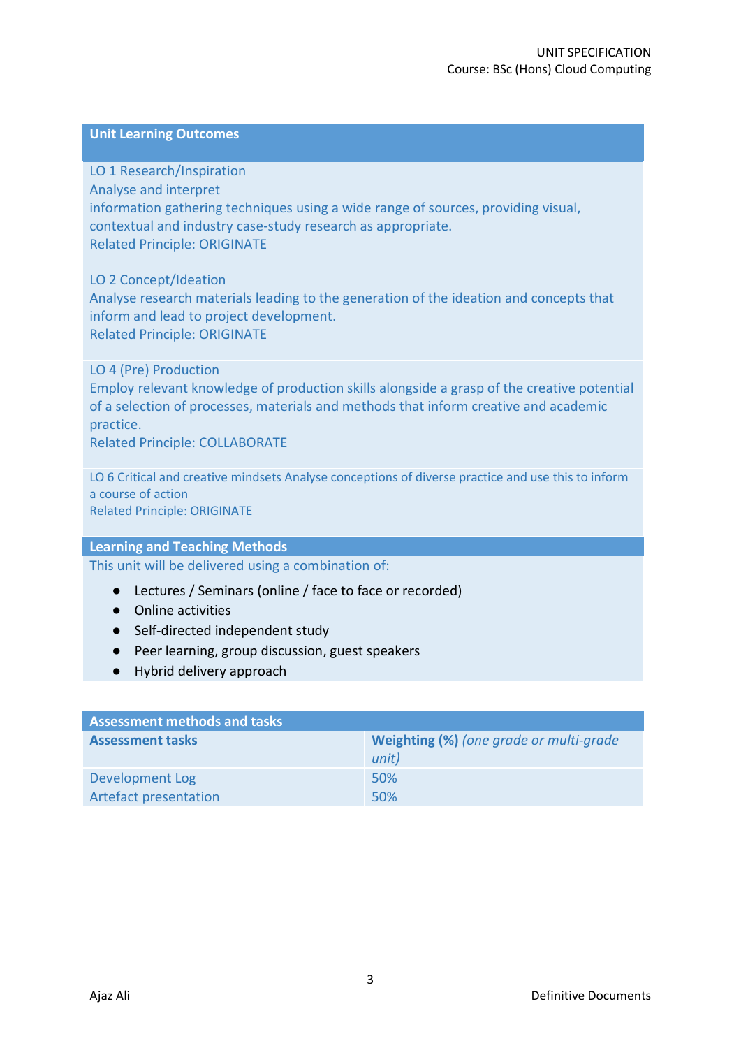## Unit Learning Outcomes

LO 1 Research/Inspiration
Analyse and interpret
information gathering techniques using a wide range of sources, providing visual, contextual and industry case-study research as appropriate.
Related Principle: ORIGINATE

LO 2 Concept/Ideation
Analyse research materials leading to the generation of the ideation and concepts that inform and lead to project development.
Related Principle: ORIGINATE

LO 4 (Pre) Production
Employ relevant knowledge of production skills alongside a grasp of the creative potential of a selection of processes, materials and methods that inform creative and academic practice.
Related Principle: COLLABORATE

LO 6 Critical and creative mindsets Analyse conceptions of diverse practice and use this to inform a course of action
Related Principle: ORIGINATE

## Learning and Teaching Methods

This unit will be delivered using a combination of:

- Lectures / Seminars (online / face to face or recorded)
- Online activities
- Self-directed independent study
- Peer learning, group discussion, guest speakers
- Hybrid delivery approach

## Assessment methods and tasks

| **Assessment tasks** | **Weighting (%)** *(one grade or multi-grade unit)* |
|---|---|
| Development Log | 50% |
| Artefact presentation | 50% |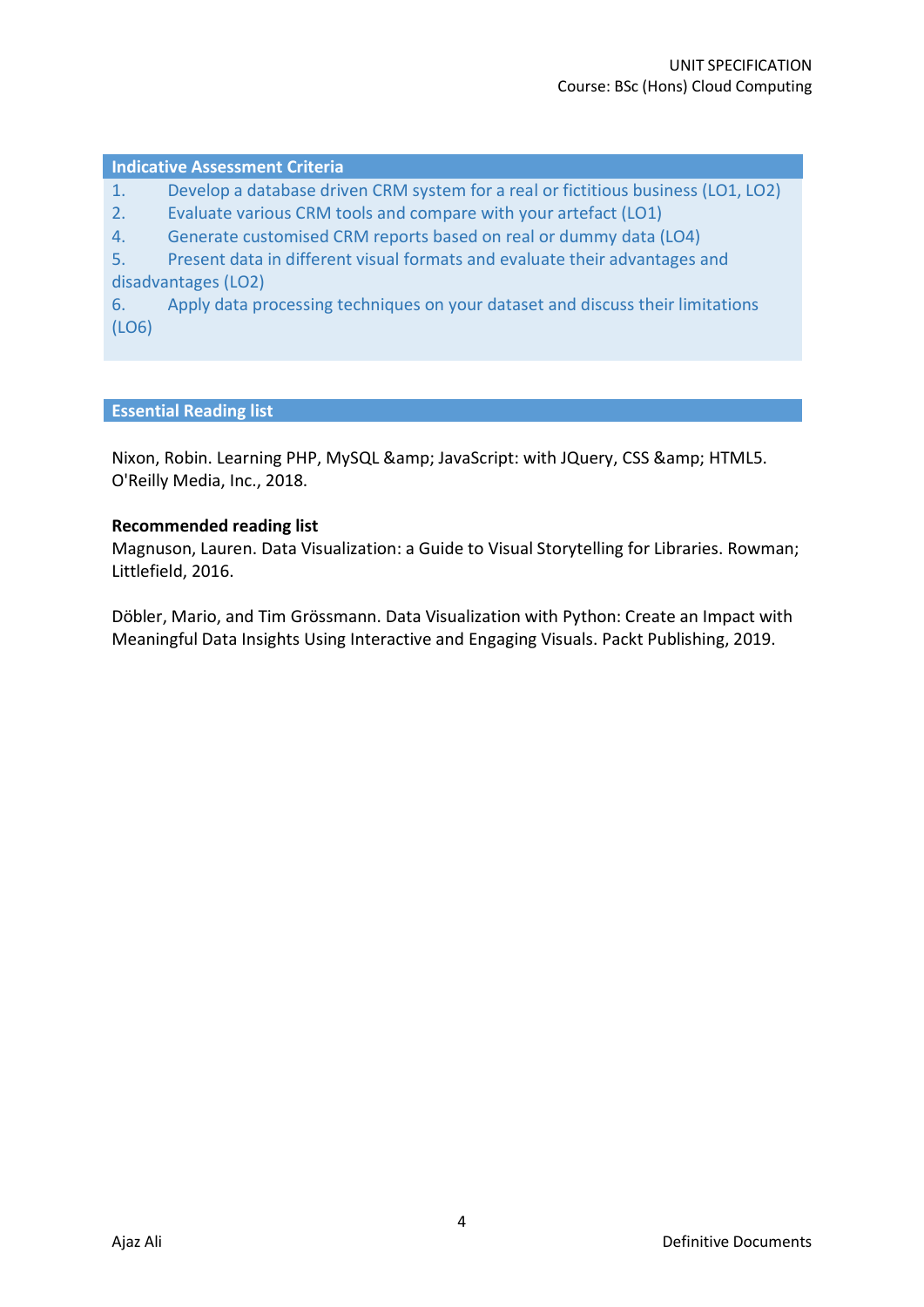## Indicative Assessment Criteria

1. Develop a database driven CRM system for a real or fictitious business (LO1, LO2)
2. Evaluate various CRM tools and compare with your artefact (LO1)
4. Generate customised CRM reports based on real or dummy data (LO4)
5. Present data in different visual formats and evaluate their advantages and disadvantages (LO2)
6. Apply data processing techniques on your dataset and discuss their limitations (LO6)

## Essential Reading list

Nixon, Robin. Learning PHP, MySQL &amp; JavaScript: with JQuery, CSS &amp; HTML5. O'Reilly Media, Inc., 2018.

**Recommended reading list**

Magnuson, Lauren. Data Visualization: a Guide to Visual Storytelling for Libraries. Rowman; Littlefield, 2016.

Döbler, Mario, and Tim Grössmann. Data Visualization with Python: Create an Impact with Meaningful Data Insights Using Interactive and Engaging Visuals. Packt Publishing, 2019.